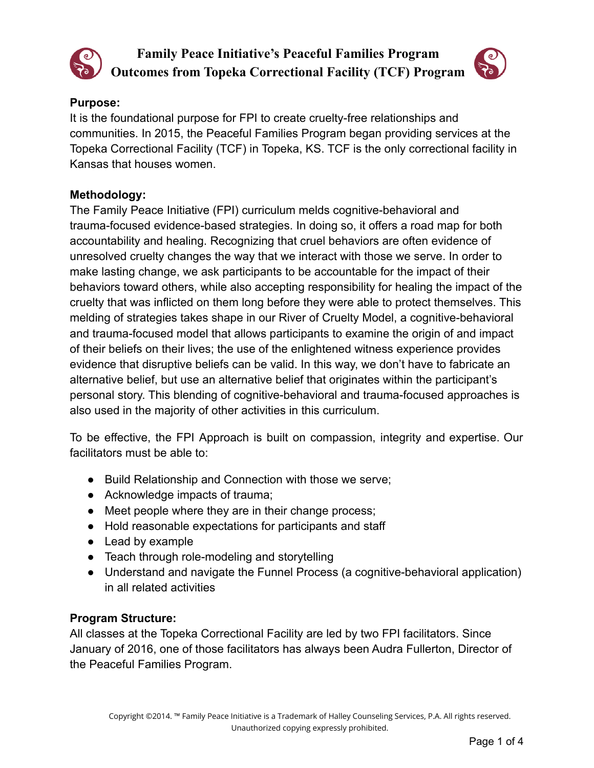# Family Peace Initiative's Peaceful Families Program
# Outcomes from Topeka Correctional Facility (TCF) Program

**Purpose:**
It is the foundational purpose for FPI to create cruelty-free relationships and communities. In 2015, the Peaceful Families Program began providing services at the Topeka Correctional Facility (TCF) in Topeka, KS. TCF is the only correctional facility in Kansas that houses women.

**Methodology:**
The Family Peace Initiative (FPI) curriculum melds cognitive-behavioral and trauma-focused evidence-based strategies. In doing so, it offers a road map for both accountability and healing. Recognizing that cruel behaviors are often evidence of unresolved cruelty changes the way that we interact with those we serve. In order to make lasting change, we ask participants to be accountable for the impact of their behaviors toward others, while also accepting responsibility for healing the impact of the cruelty that was inflicted on them long before they were able to protect themselves. This melding of strategies takes shape in our River of Cruelty Model, a cognitive-behavioral and trauma-focused model that allows participants to examine the origin of and impact of their beliefs on their lives; the use of the enlightened witness experience provides evidence that disruptive beliefs can be valid. In this way, we don't have to fabricate an alternative belief, but use an alternative belief that originates within the participant's personal story. This blending of cognitive-behavioral and trauma-focused approaches is also used in the majority of other activities in this curriculum.

To be effective, the FPI Approach is built on compassion, integrity and expertise. Our facilitators must be able to:

- Build Relationship and Connection with those we serve;
- Acknowledge impacts of trauma;
- Meet people where they are in their change process;
- Hold reasonable expectations for participants and staff
- Lead by example
- Teach through role-modeling and storytelling
- Understand and navigate the Funnel Process (a cognitive-behavioral application) in all related activities

**Program Structure:**
All classes at the Topeka Correctional Facility are led by two FPI facilitators. Since January of 2016, one of those facilitators has always been Audra Fullerton, Director of the Peaceful Families Program.

Copyright ©2014. ™ Family Peace Initiative is a Trademark of Halley Counseling Services, P.A. All rights reserved. Unauthorized copying expressly prohibited.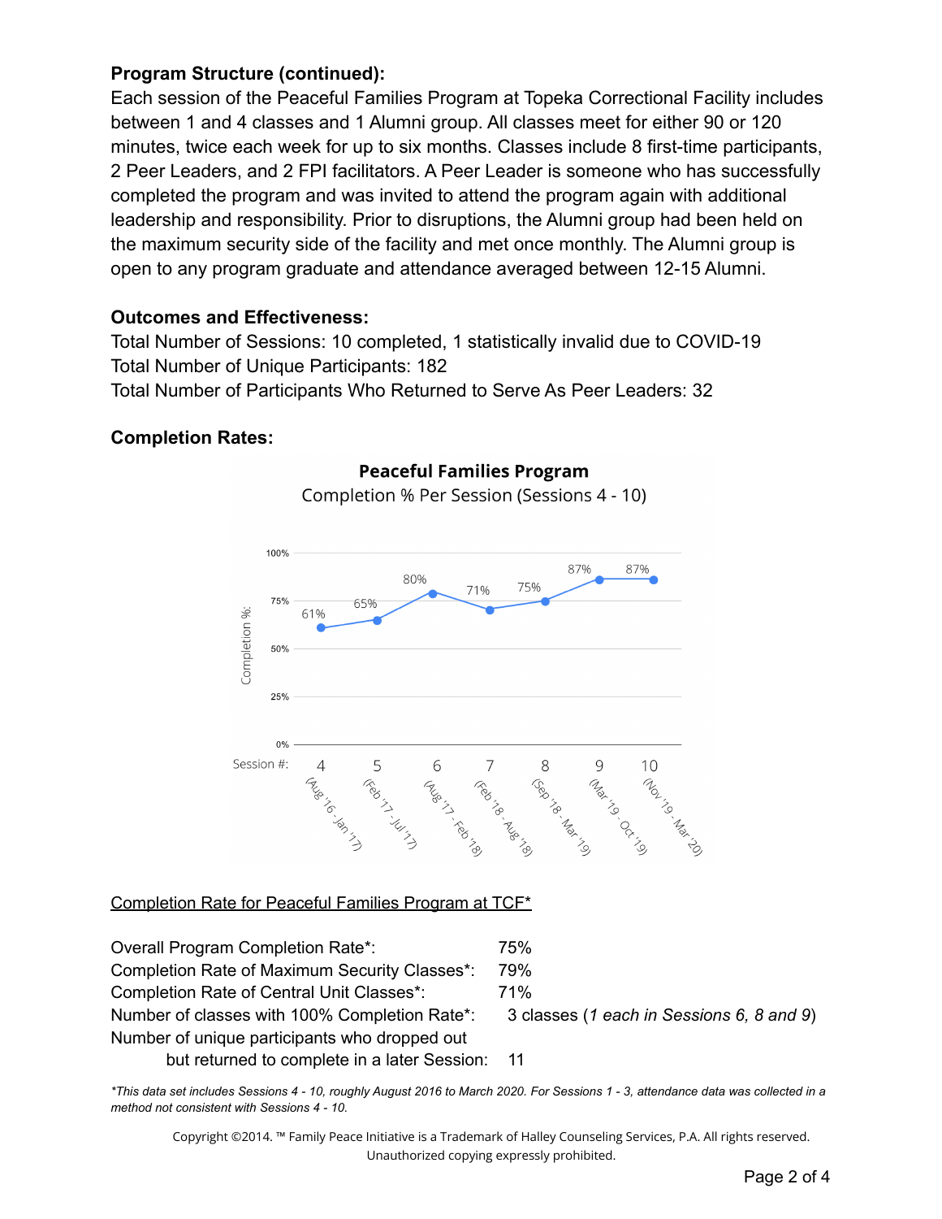**Program Structure (continued):**

Each session of the Peaceful Families Program at Topeka Correctional Facility includes between 1 and 4 classes and 1 Alumni group. All classes meet for either 90 or 120 minutes, twice each week for up to six months. Classes include 8 first-time participants, 2 Peer Leaders, and 2 FPI facilitators. A Peer Leader is someone who has successfully completed the program and was invited to attend the program again with additional leadership and responsibility. Prior to disruptions, the Alumni group had been held on the maximum security side of the facility and met once monthly. The Alumni group is open to any program graduate and attendance averaged between 12-15 Alumni.

**Outcomes and Effectiveness:**

Total Number of Sessions: 10 completed, 1 statistically invalid due to COVID-19
Total Number of Unique Participants: 182
Total Number of Participants Who Returned to Serve As Peer Leaders: 32

**Completion Rates:**

**Peaceful Families Program**
Completion % Per Session (Sessions 4 - 10)

| Session # | Dates | Completion % |
|---|---|---|
| 4 | (Aug '16 - Jan '17) | 61% |
| 5 | (Feb '17 - Jul '17) | 65% |
| 6 | (Aug '17 - Feb '18) | 80% |
| 7 | (Feb '18 - Aug '18) | 71% |
| 8 | (Sep '18 - Mar '19) | 75% |
| 9 | (Mar '19 - Oct '19) | 87% |
| 10 | (Nov '19 - Mar '20) | 87% |

<u>Completion Rate for Peaceful Families Program at TCF*</u>

Overall Program Completion Rate*: 75%
Completion Rate of Maximum Security Classes*: 79%
Completion Rate of Central Unit Classes*: 71%
Number of classes with 100% Completion Rate*: 3 classes (*1 each in Sessions 6, 8 and 9*)
Number of unique participants who dropped out but returned to complete in a later Session: 11

*\*This data set includes Sessions 4 - 10, roughly August 2016 to March 2020. For Sessions 1 - 3, attendance data was collected in a method not consistent with Sessions 4 - 10.*

Copyright ©2014. ™ Family Peace Initiative is a Trademark of Halley Counseling Services, P.A. All rights reserved. Unauthorized copying expressly prohibited.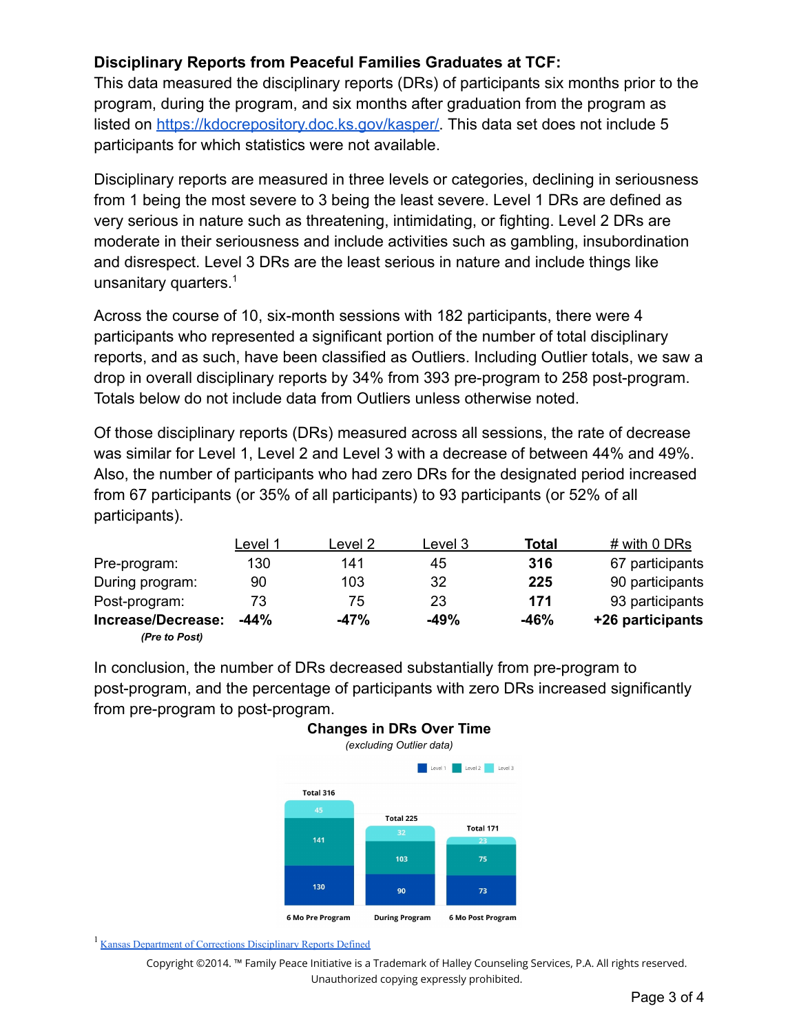**Disciplinary Reports from Peaceful Families Graduates at TCF:**

This data measured the disciplinary reports (DRs) of participants six months prior to the program, during the program, and six months after graduation from the program as listed on https://kdocrepository.doc.ks.gov/kasper/. This data set does not include 5 participants for which statistics were not available.

Disciplinary reports are measured in three levels or categories, declining in seriousness from 1 being the most severe to 3 being the least severe. Level 1 DRs are defined as very serious in nature such as threatening, intimidating, or fighting. Level 2 DRs are moderate in their seriousness and include activities such as gambling, insubordination and disrespect. Level 3 DRs are the least serious in nature and include things like unsanitary quarters.[1]

Across the course of 10, six-month sessions with 182 participants, there were 4 participants who represented a significant portion of the number of total disciplinary reports, and as such, have been classified as Outliers. Including Outlier totals, we saw a drop in overall disciplinary reports by 34% from 393 pre-program to 258 post-program. Totals below do not include data from Outliers unless otherwise noted.

Of those disciplinary reports (DRs) measured across all sessions, the rate of decrease was similar for Level 1, Level 2 and Level 3 with a decrease of between 44% and 49%. Also, the number of participants who had zero DRs for the designated period increased from 67 participants (or 35% of all participants) to 93 participants (or 52% of all participants).

| | Level 1 | Level 2 | Level 3 | **Total** | # with 0 DRs |
|---|---|---|---|---|---|
| Pre-program: | 130 | 141 | 45 | **316** | 67 participants |
| During program: | 90 | 103 | 32 | **225** | 90 participants |
| Post-program: | 73 | 75 | 23 | **171** | 93 participants |
| **Increase/Decrease:** *(Pre to Post)* | **-44%** | **-47%** | **-49%** | **-46%** | **+26 participants** |

In conclusion, the number of DRs decreased substantially from pre-program to post-program, and the percentage of participants with zero DRs increased significantly from pre-program to post-program.

**Changes in DRs Over Time**

*(excluding Outlier data)*

| | 6 Mo Pre Program | During Program | 6 Mo Post Program |
|---|---|---|---|
| Level 1 | 130 | 90 | 73 |
| Level 2 | 141 | 103 | 75 |
| Level 3 | 45 | 32 | 23 |
| Total | 316 | 225 | 171 |

[1] Kansas Department of Corrections Disciplinary Reports Defined

Copyright ©2014. ™ Family Peace Initiative is a Trademark of Halley Counseling Services, P.A. All rights reserved. Unauthorized copying expressly prohibited.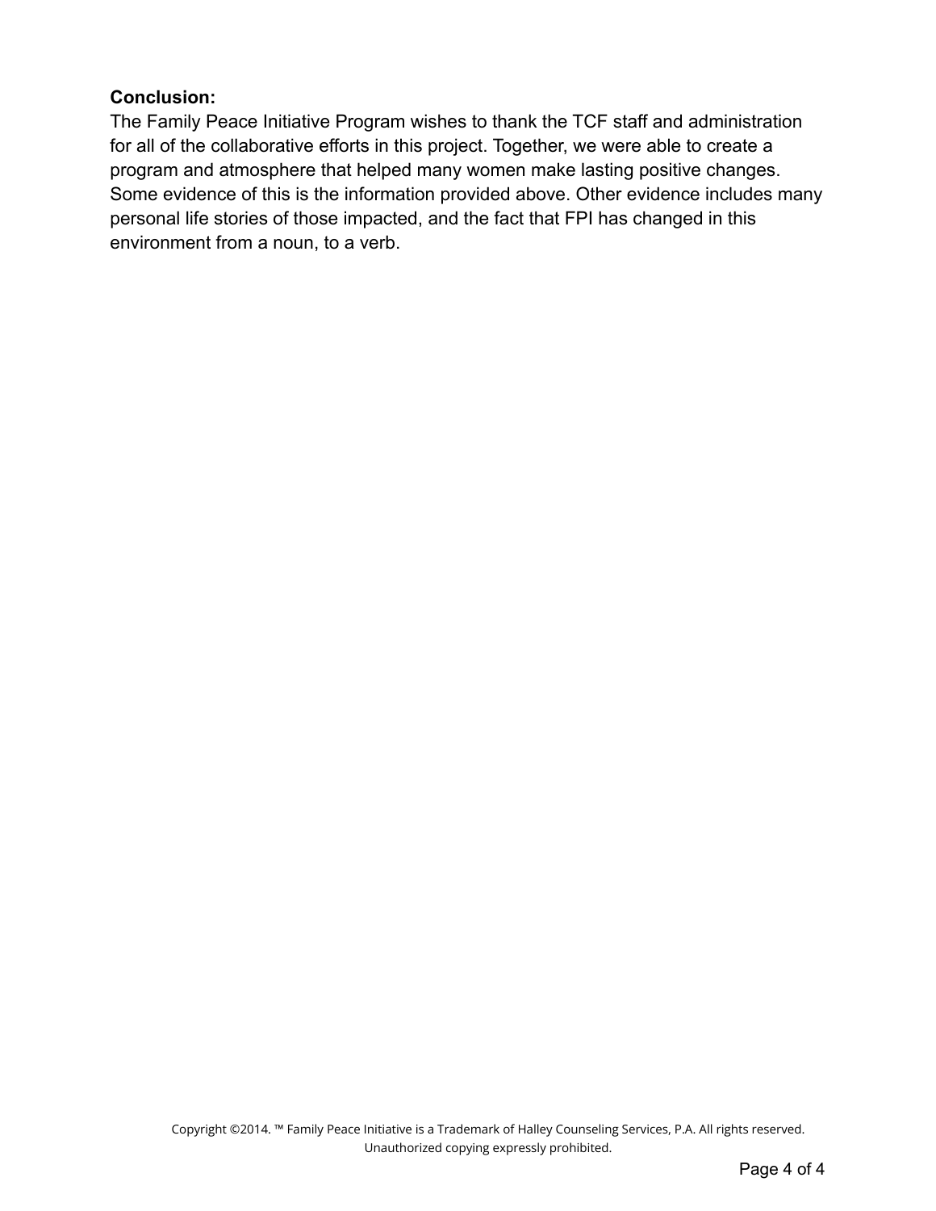**Conclusion:**

The Family Peace Initiative Program wishes to thank the TCF staff and administration for all of the collaborative efforts in this project. Together, we were able to create a program and atmosphere that helped many women make lasting positive changes. Some evidence of this is the information provided above. Other evidence includes many personal life stories of those impacted, and the fact that FPI has changed in this environment from a noun, to a verb.

Copyright ©2014. ™ Family Peace Initiative is a Trademark of Halley Counseling Services, P.A. All rights reserved. Unauthorized copying expressly prohibited.